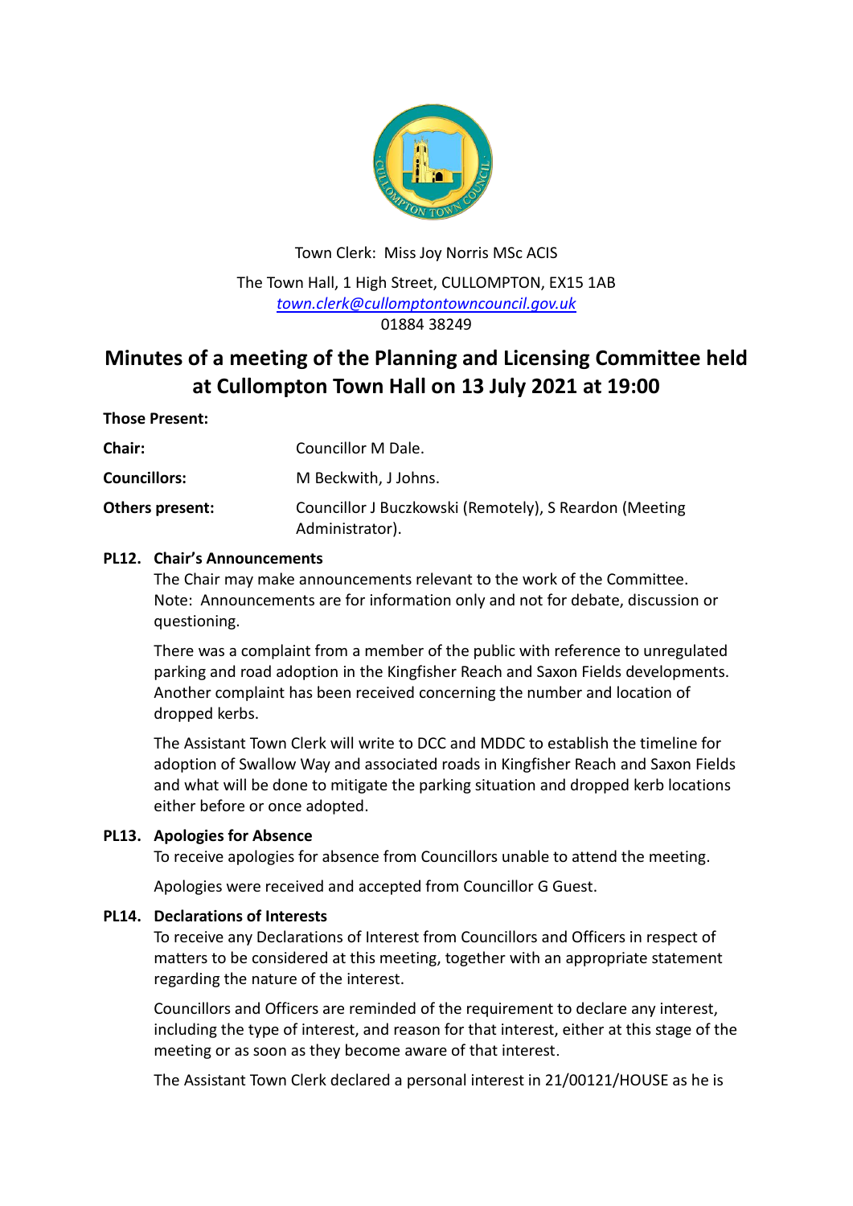Town Clerk: Miss Joy Norris MSc ACIS

The Town Hall, 1 High Street, CULLOMPTON, EX15 1AB
[town.clerk@cullomptontowncouncil.gov.uk](mailto:town.clerk@cullomptontowncouncil.gov.uk)
01884 38249

# Minutes of a meeting of the Planning and Licensing Committee held at Cullompton Town Hall on 13 July 2021 at 19:00

**Those Present:**

| | |
|---|---|
| **Chair:** | Councillor M Dale. |
| **Councillors:** | M Beckwith, J Johns. |
| **Others present:** | Councillor J Buczkowski (Remotely), S Reardon (Meeting Administrator). |

**PL12. Chair's Announcements**

The Chair may make announcements relevant to the work of the Committee. Note: Announcements are for information only and not for debate, discussion or questioning.

There was a complaint from a member of the public with reference to unregulated parking and road adoption in the Kingfisher Reach and Saxon Fields developments. Another complaint has been received concerning the number and location of dropped kerbs.

The Assistant Town Clerk will write to DCC and MDDC to establish the timeline for adoption of Swallow Way and associated roads in Kingfisher Reach and Saxon Fields and what will be done to mitigate the parking situation and dropped kerb locations either before or once adopted.

**PL13. Apologies for Absence**

To receive apologies for absence from Councillors unable to attend the meeting.

Apologies were received and accepted from Councillor G Guest.

**PL14. Declarations of Interests**

To receive any Declarations of Interest from Councillors and Officers in respect of matters to be considered at this meeting, together with an appropriate statement regarding the nature of the interest.

Councillors and Officers are reminded of the requirement to declare any interest, including the type of interest, and reason for that interest, either at this stage of the meeting or as soon as they become aware of that interest.

The Assistant Town Clerk declared a personal interest in 21/00121/HOUSE as he is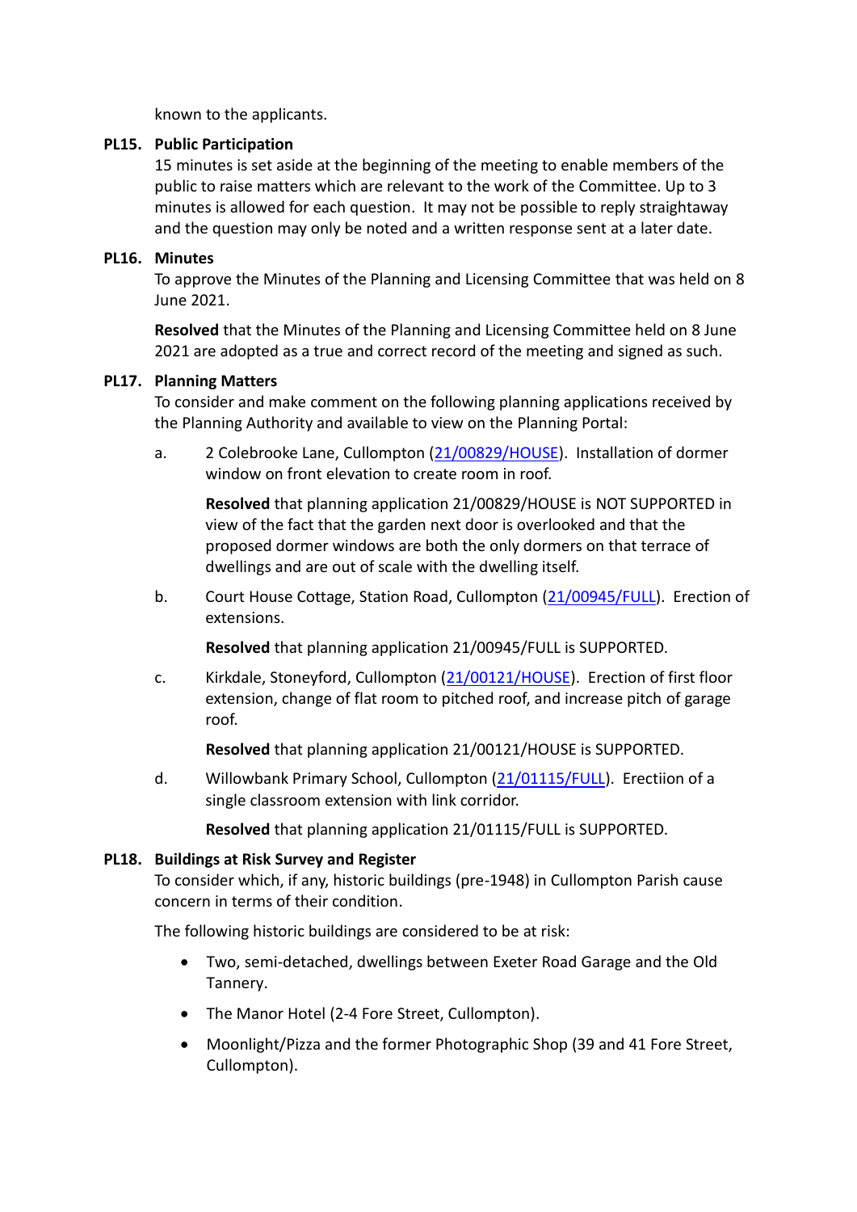known to the applicants.

**PL15. Public Participation**

15 minutes is set aside at the beginning of the meeting to enable members of the public to raise matters which are relevant to the work of the Committee. Up to 3 minutes is allowed for each question. It may not be possible to reply straightaway and the question may only be noted and a written response sent at a later date.

**PL16. Minutes**

To approve the Minutes of the Planning and Licensing Committee that was held on 8 June 2021.

**Resolved** that the Minutes of the Planning and Licensing Committee held on 8 June 2021 are adopted as a true and correct record of the meeting and signed as such.

**PL17. Planning Matters**

To consider and make comment on the following planning applications received by the Planning Authority and available to view on the Planning Portal:

a. 2 Colebrooke Lane, Cullompton (21/00829/HOUSE). Installation of dormer window on front elevation to create room in roof.

   **Resolved** that planning application 21/00829/HOUSE is NOT SUPPORTED in view of the fact that the garden next door is overlooked and that the proposed dormer windows are both the only dormers on that terrace of dwellings and are out of scale with the dwelling itself.

b. Court House Cottage, Station Road, Cullompton (21/00945/FULL). Erection of extensions.

   **Resolved** that planning application 21/00945/FULL is SUPPORTED.

c. Kirkdale, Stoneyford, Cullompton (21/00121/HOUSE). Erection of first floor extension, change of flat room to pitched roof, and increase pitch of garage roof.

   **Resolved** that planning application 21/00121/HOUSE is SUPPORTED.

d. Willowbank Primary School, Cullompton (21/01115/FULL). Erectiion of a single classroom extension with link corridor.

   **Resolved** that planning application 21/01115/FULL is SUPPORTED.

**PL18. Buildings at Risk Survey and Register**

To consider which, if any, historic buildings (pre-1948) in Cullompton Parish cause concern in terms of their condition.

The following historic buildings are considered to be at risk:

- Two, semi-detached, dwellings between Exeter Road Garage and the Old Tannery.
- The Manor Hotel (2-4 Fore Street, Cullompton).
- Moonlight/Pizza and the former Photographic Shop (39 and 41 Fore Street, Cullompton).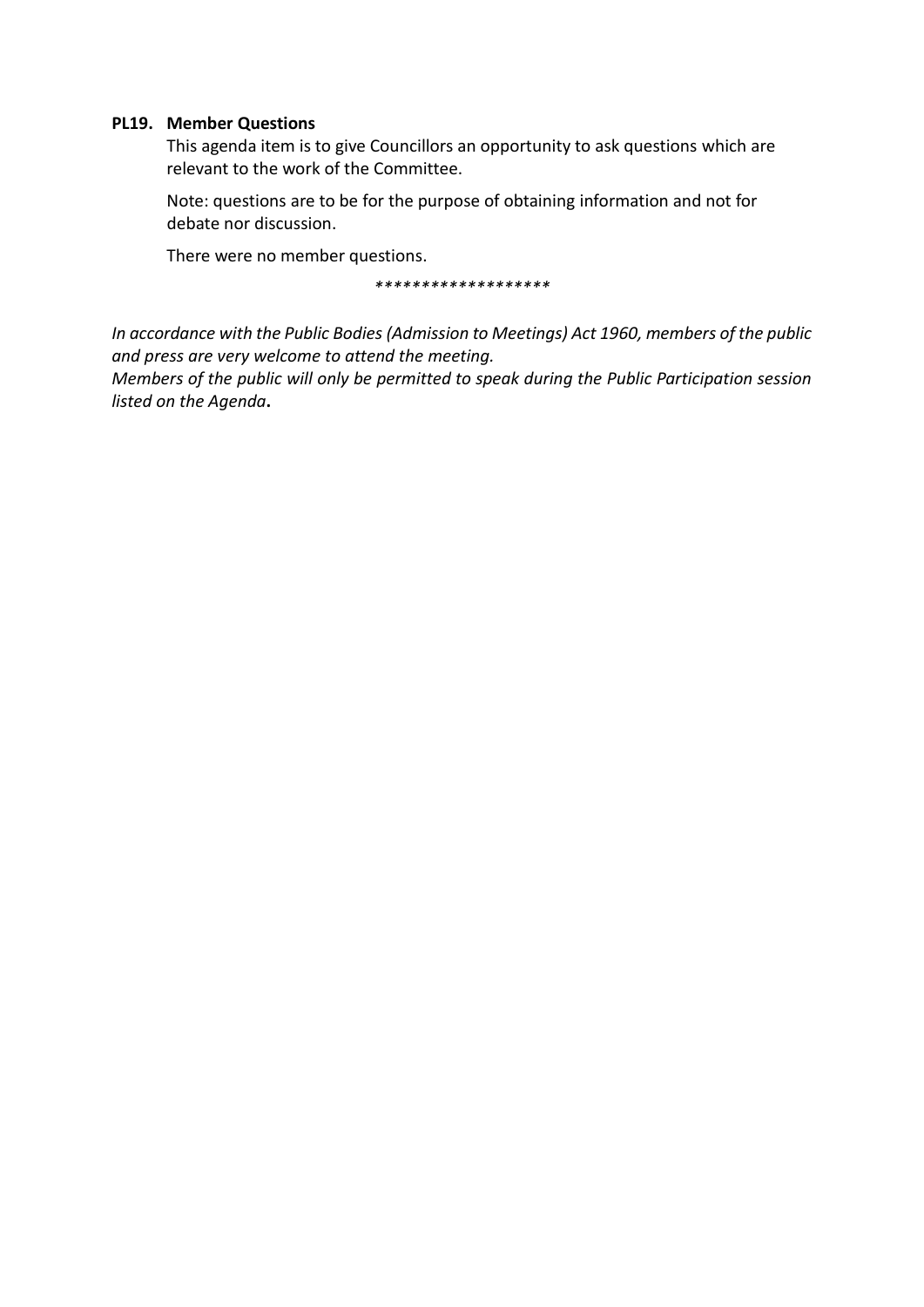**PL19. Member Questions**

This agenda item is to give Councillors an opportunity to ask questions which are relevant to the work of the Committee.

Note: questions are to be for the purpose of obtaining information and not for debate nor discussion.

There were no member questions.

*******************

*In accordance with the Public Bodies (Admission to Meetings) Act 1960, members of the public and press are very welcome to attend the meeting.*

*Members of the public will only be permitted to speak during the Public Participation session listed on the Agenda*.